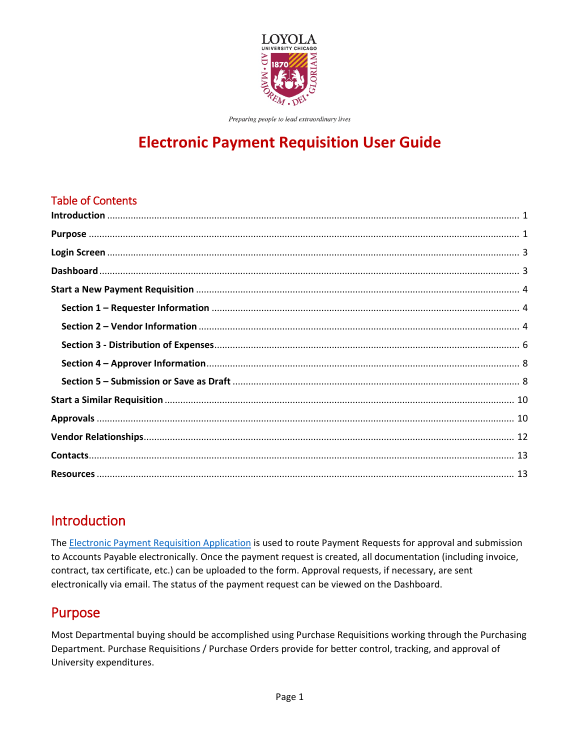LOYOLA UNIVERSITY CHICAGO

*Preparing people to lead extraordinary lives*

# Electronic Payment Requisition User Guide

## Table of Contents

**Introduction** ........ 1

**Purpose** ........ 1

**Login Screen** ........ 3

**Dashboard** ........ 3

**Start a New Payment Requisition** ........ 4

- **Section 1 – Requester Information** ........ 4
- **Section 2 – Vendor Information** ........ 4
- **Section 3 - Distribution of Expenses** ........ 6
- **Section 4 – Approver Information** ........ 8
- **Section 5 – Submission or Save as Draft** ........ 8

**Start a Similar Requisition** ........ 10

**Approvals** ........ 10

**Vendor Relationships** ........ 12

**Contacts** ........ 13

**Resources** ........ 13

## Introduction

The Electronic Payment Requisition Application is used to route Payment Requests for approval and submission to Accounts Payable electronically. Once the payment request is created, all documentation (including invoice, contract, tax certificate, etc.) can be uploaded to the form. Approval requests, if necessary, are sent electronically via email. The status of the payment request can be viewed on the Dashboard.

## Purpose

Most Departmental buying should be accomplished using Purchase Requisitions working through the Purchasing Department. Purchase Requisitions / Purchase Orders provide for better control, tracking, and approval of University expenditures.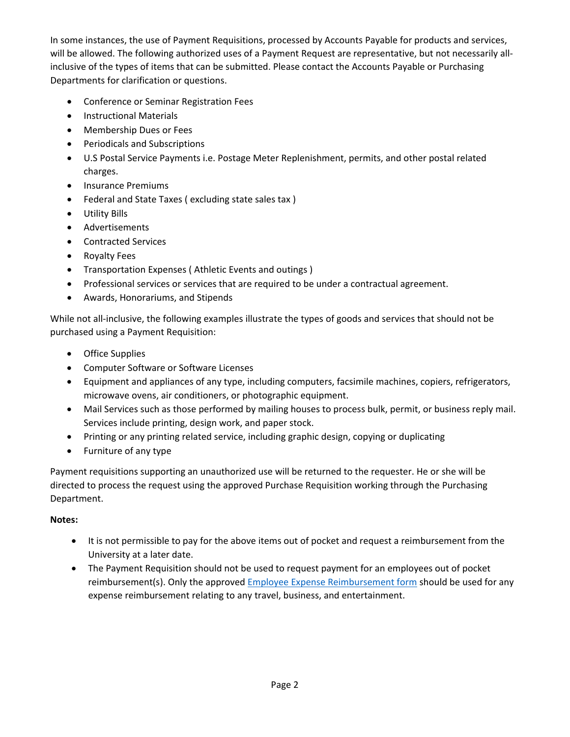In some instances, the use of Payment Requisitions, processed by Accounts Payable for products and services, will be allowed. The following authorized uses of a Payment Request are representative, but not necessarily all-inclusive of the types of items that can be submitted. Please contact the Accounts Payable or Purchasing Departments for clarification or questions.

- Conference or Seminar Registration Fees
- Instructional Materials
- Membership Dues or Fees
- Periodicals and Subscriptions
- U.S Postal Service Payments i.e. Postage Meter Replenishment, permits, and other postal related charges.
- Insurance Premiums
- Federal and State Taxes ( excluding state sales tax )
- Utility Bills
- Advertisements
- Contracted Services
- Royalty Fees
- Transportation Expenses ( Athletic Events and outings )
- Professional services or services that are required to be under a contractual agreement.
- Awards, Honorariums, and Stipends

While not all-inclusive, the following examples illustrate the types of goods and services that should not be purchased using a Payment Requisition:

- Office Supplies
- Computer Software or Software Licenses
- Equipment and appliances of any type, including computers, facsimile machines, copiers, refrigerators, microwave ovens, air conditioners, or photographic equipment.
- Mail Services such as those performed by mailing houses to process bulk, permit, or business reply mail. Services include printing, design work, and paper stock.
- Printing or any printing related service, including graphic design, copying or duplicating
- Furniture of any type

Payment requisitions supporting an unauthorized use will be returned to the requester. He or she will be directed to process the request using the approved Purchase Requisition working through the Purchasing Department.

**Notes:**

- It is not permissible to pay for the above items out of pocket and request a reimbursement from the University at a later date.
- The Payment Requisition should not be used to request payment for an employees out of pocket reimbursement(s). Only the approved Employee Expense Reimbursement form should be used for any expense reimbursement relating to any travel, business, and entertainment.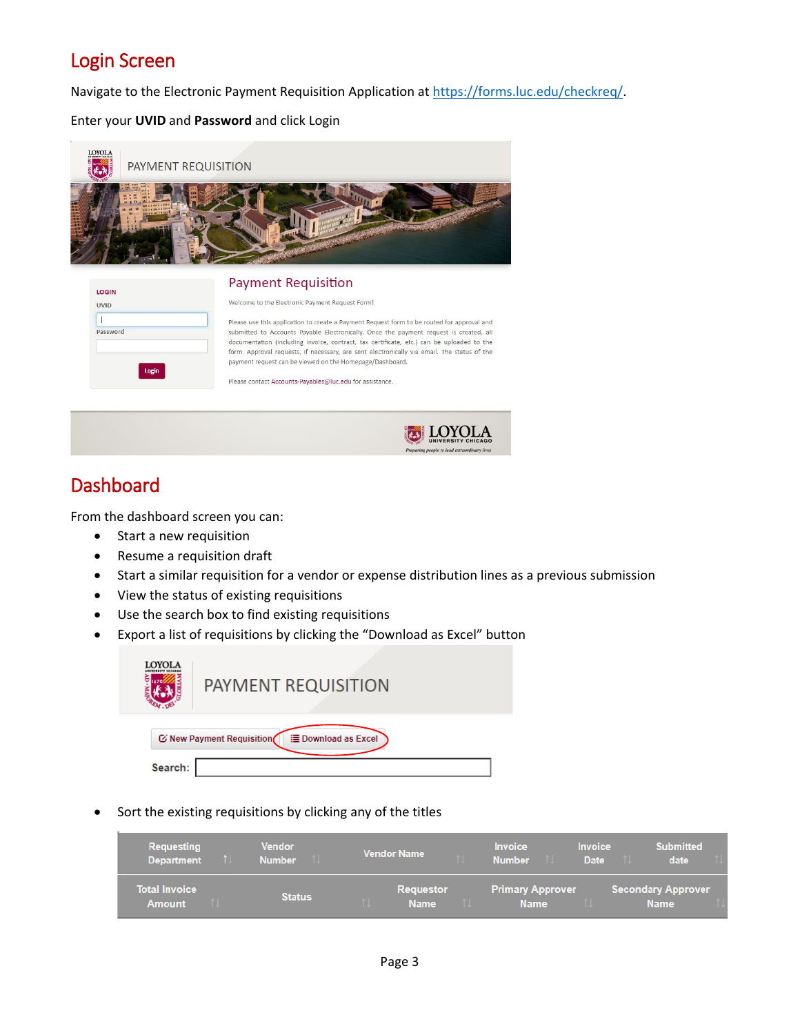## Login Screen

Navigate to the Electronic Payment Requisition Application at https://forms.luc.edu/checkreq/.

Enter your **UVID** and **Password** and click Login

## Dashboard

From the dashboard screen you can:

- Start a new requisition
- Resume a requisition draft
- Start a similar requisition for a vendor or expense distribution lines as a previous submission
- View the status of existing requisitions
- Use the search box to find existing requisitions
- Export a list of requisitions by clicking the "Download as Excel" button

- Sort the existing requisitions by clicking any of the titles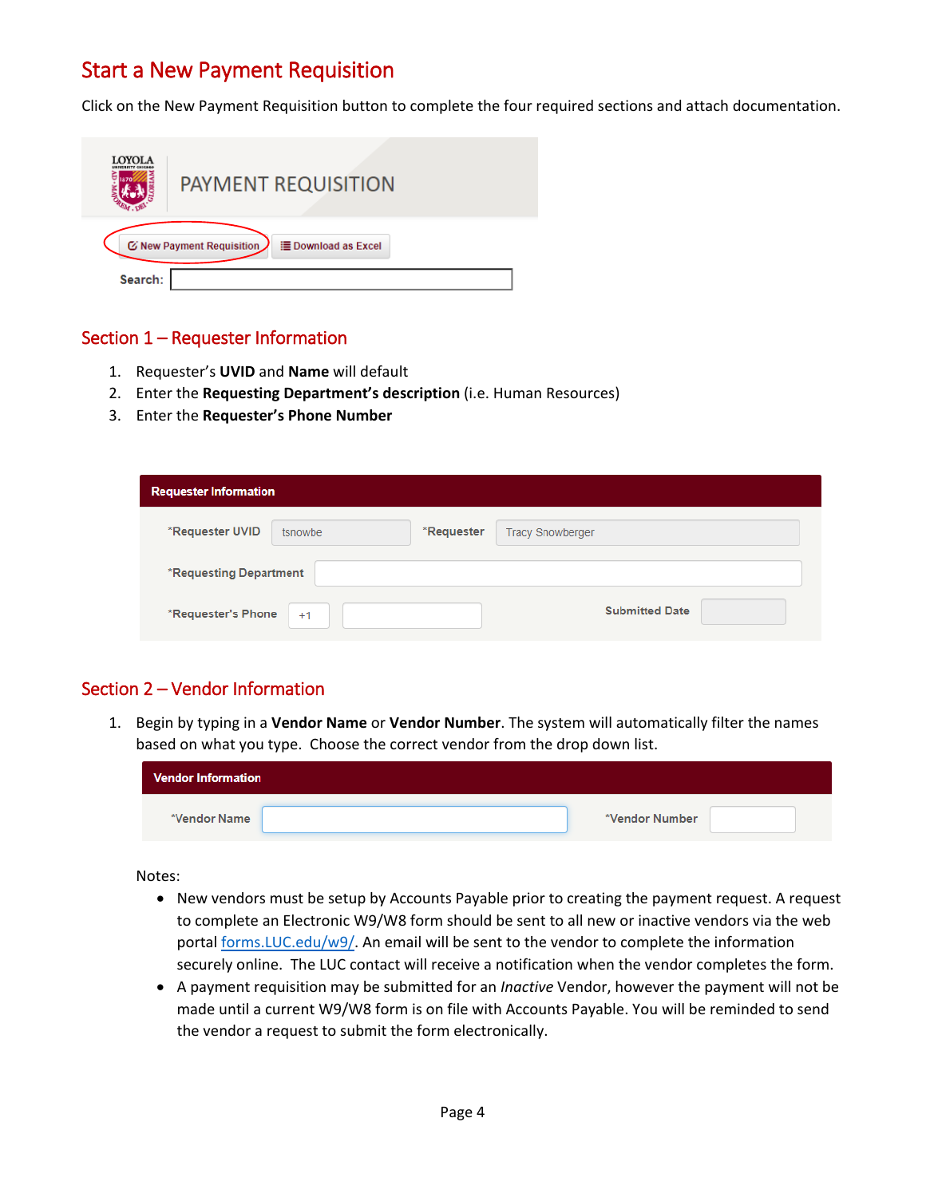## Start a New Payment Requisition

Click on the New Payment Requisition button to complete the four required sections and attach documentation.

## Section 1 – Requester Information

1. Requester's **UVID** and **Name** will default
2. Enter the **Requesting Department's description** (i.e. Human Resources)
3. Enter the **Requester's Phone Number**

## Section 2 – Vendor Information

1. Begin by typing in a **Vendor Name** or **Vendor Number**. The system will automatically filter the names based on what you type. Choose the correct vendor from the drop down list.

Notes:

- New vendors must be setup by Accounts Payable prior to creating the payment request. A request to complete an Electronic W9/W8 form should be sent to all new or inactive vendors via the web portal forms.LUC.edu/w9/. An email will be sent to the vendor to complete the information securely online. The LUC contact will receive a notification when the vendor completes the form.
- A payment requisition may be submitted for an *Inactive* Vendor, however the payment will not be made until a current W9/W8 form is on file with Accounts Payable. You will be reminded to send the vendor a request to submit the form electronically.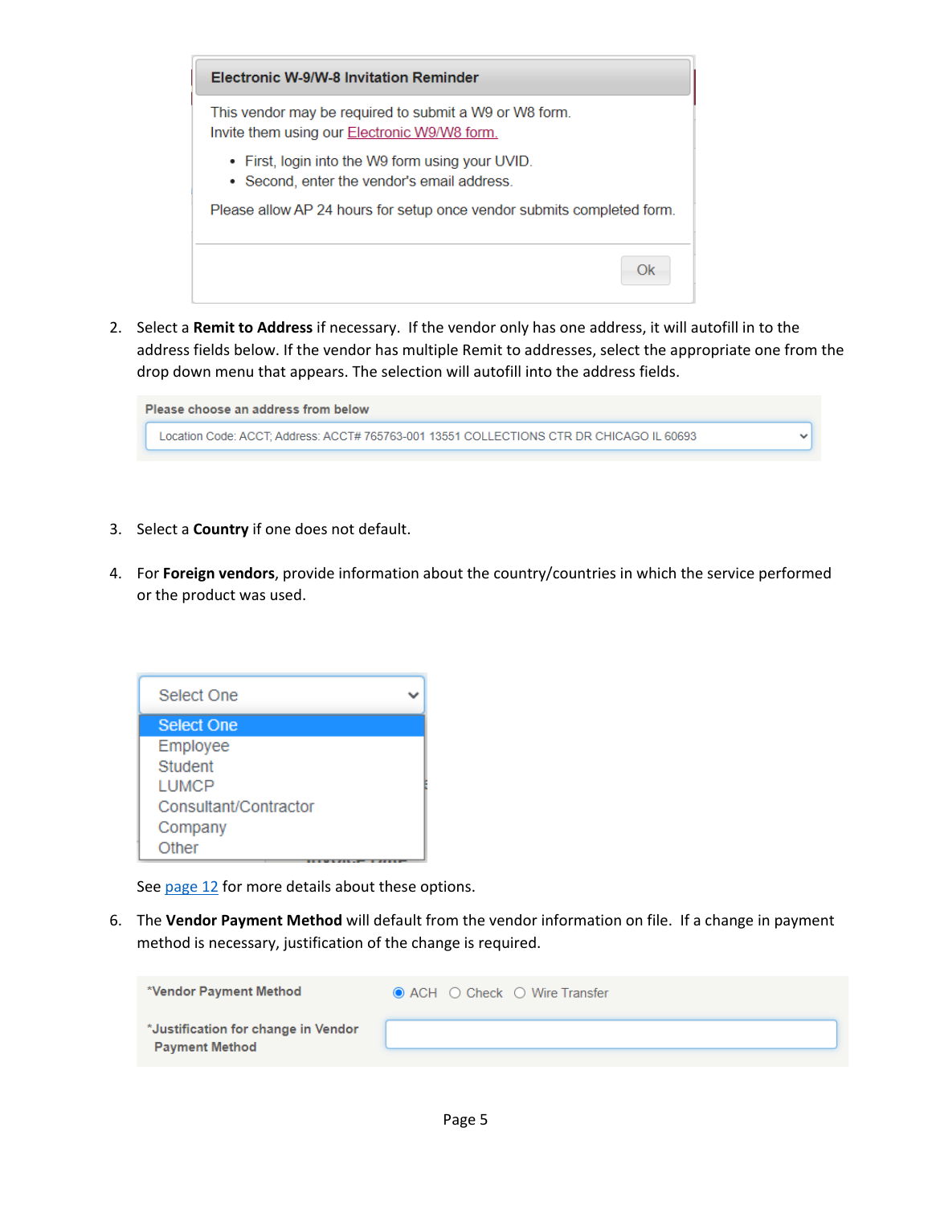**Electronic W-9/W-8 Invitation Reminder**

This vendor may be required to submit a W9 or W8 form.
Invite them using our Electronic W9/W8 form.

- First, login into the W9 form using your UVID.
- Second, enter the vendor's email address.

Please allow AP 24 hours for setup once vendor submits completed form.

Ok

2. Select a **Remit to Address** if necessary. If the vendor only has one address, it will autofill in to the address fields below. If the vendor has multiple Remit to addresses, select the appropriate one from the drop down menu that appears. The selection will autofill into the address fields.

   Please choose an address from below

   Location Code: ACCT; Address: ACCT# 765763-001 13551 COLLECTIONS CTR DR CHICAGO IL 60693

3. Select a **Country** if one does not default.

4. For **Foreign vendors**, provide information about the country/countries in which the service performed or the product was used.

   Select One
   - Select One
   - Employee
   - Student
   - LUMCP
   - Consultant/Contractor
   - Company
   - Other

   See page 12 for more details about these options.

6. The **Vendor Payment Method** will default from the vendor information on file. If a change in payment method is necessary, justification of the change is required.

   *Vendor Payment Method — ACH / Check / Wire Transfer

   *Justification for change in Vendor Payment Method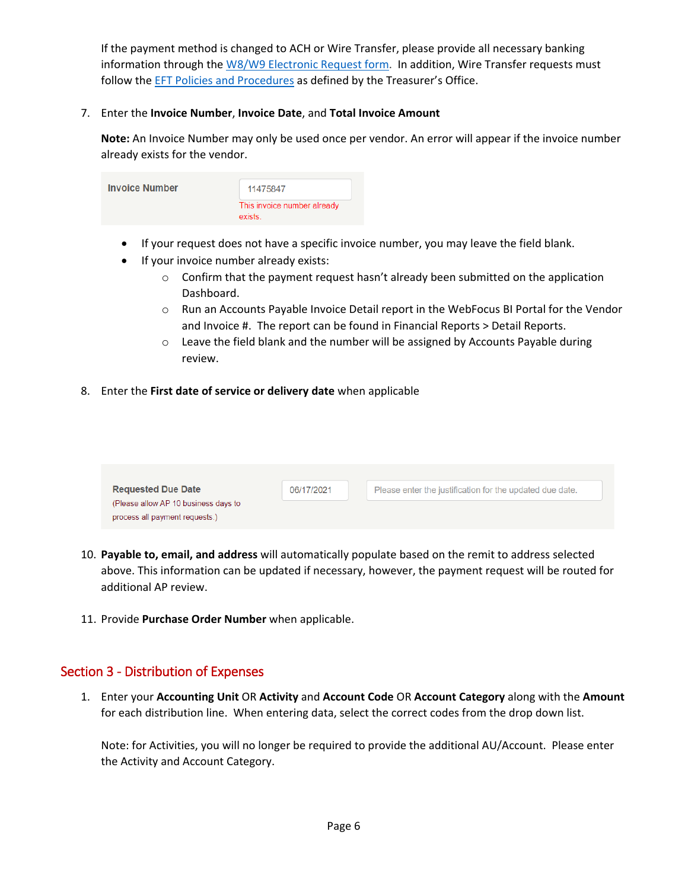If the payment method is changed to ACH or Wire Transfer, please provide all necessary banking information through the W8/W9 Electronic Request form. In addition, Wire Transfer requests must follow the EFT Policies and Procedures as defined by the Treasurer's Office.

7. Enter the **Invoice Number**, **Invoice Date**, and **Total Invoice Amount**

   **Note:** An Invoice Number may only be used once per vendor. An error will appear if the invoice number already exists for the vendor.

   | | |
   |---|---|
   | Invoice Number | 11475847<br>This invoice number already exists. |

   - If your request does not have a specific invoice number, you may leave the field blank.
   - If your invoice number already exists:
     - Confirm that the payment request hasn't already been submitted on the application Dashboard.
     - Run an Accounts Payable Invoice Detail report in the WebFocus BI Portal for the Vendor and Invoice #. The report can be found in Financial Reports > Detail Reports.
     - Leave the field blank and the number will be assigned by Accounts Payable during review.

8. Enter the **First date of service or delivery date** when applicable

   | | | |
   |---|---|---|
   | Requested Due Date<br>(Please allow AP 10 business days to process all payment requests.) | 06/17/2021 | Please enter the justification for the updated due date. |

10. **Payable to, email, and address** will automatically populate based on the remit to address selected above. This information can be updated if necessary, however, the payment request will be routed for additional AP review.

11. Provide **Purchase Order Number** when applicable.

## Section 3 - Distribution of Expenses

1. Enter your **Accounting Unit** OR **Activity** and **Account Code** OR **Account Category** along with the **Amount** for each distribution line. When entering data, select the correct codes from the drop down list.

   Note: for Activities, you will no longer be required to provide the additional AU/Account. Please enter the Activity and Account Category.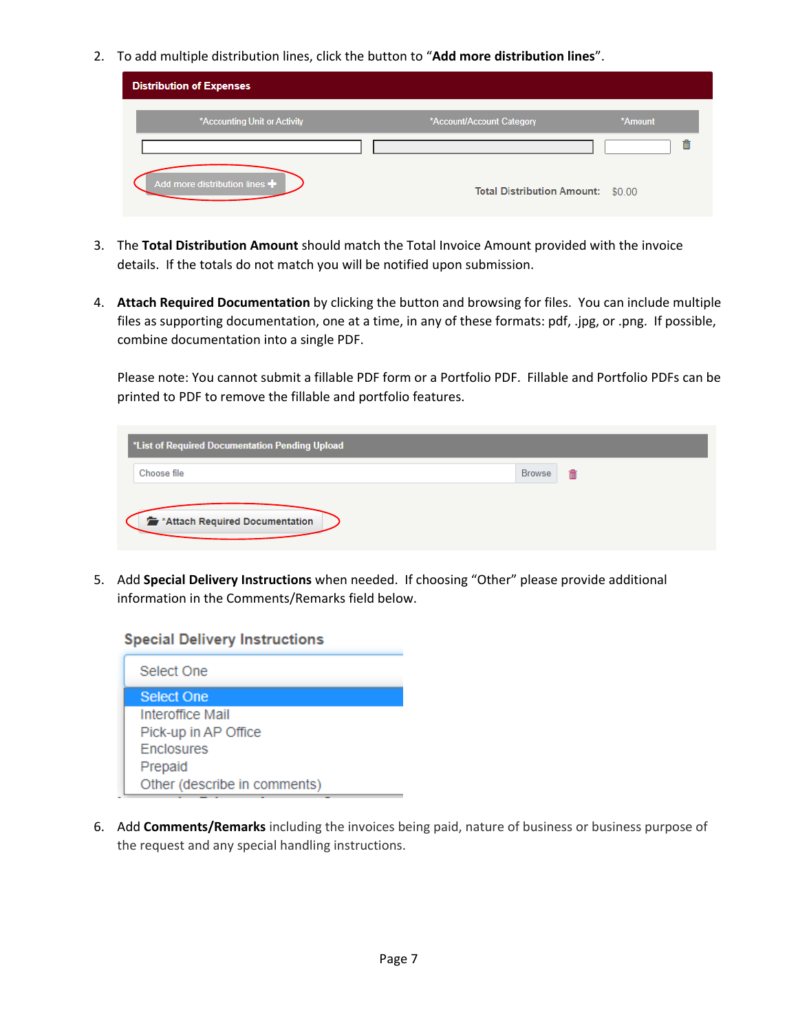2. To add multiple distribution lines, click the button to "**Add more distribution lines**".

**Distribution of Expenses**

| *Accounting Unit or Activity | *Account/Account Category | *Amount |
|---|---|---|
| | | |

Add more distribution lines

Total Distribution Amount: $0.00

3. The **Total Distribution Amount** should match the Total Invoice Amount provided with the invoice details. If the totals do not match you will be notified upon submission.

4. **Attach Required Documentation** by clicking the button and browsing for files. You can include multiple files as supporting documentation, one at a time, in any of these formats: pdf, .jpg, or .png. If possible, combine documentation into a single PDF.

   Please note: You cannot submit a fillable PDF form or a Portfolio PDF. Fillable and Portfolio PDFs can be printed to PDF to remove the fillable and portfolio features.

*List of Required Documentation Pending Upload

Choose file | Browse

*Attach Required Documentation

5. Add **Special Delivery Instructions** when needed. If choosing "Other" please provide additional information in the Comments/Remarks field below.

Special Delivery Instructions

Select One

- Select One
- Interoffice Mail
- Pick-up in AP Office
- Enclosures
- Prepaid
- Other (describe in comments)

6. Add **Comments/Remarks** including the invoices being paid, nature of business or business purpose of the request and any special handling instructions.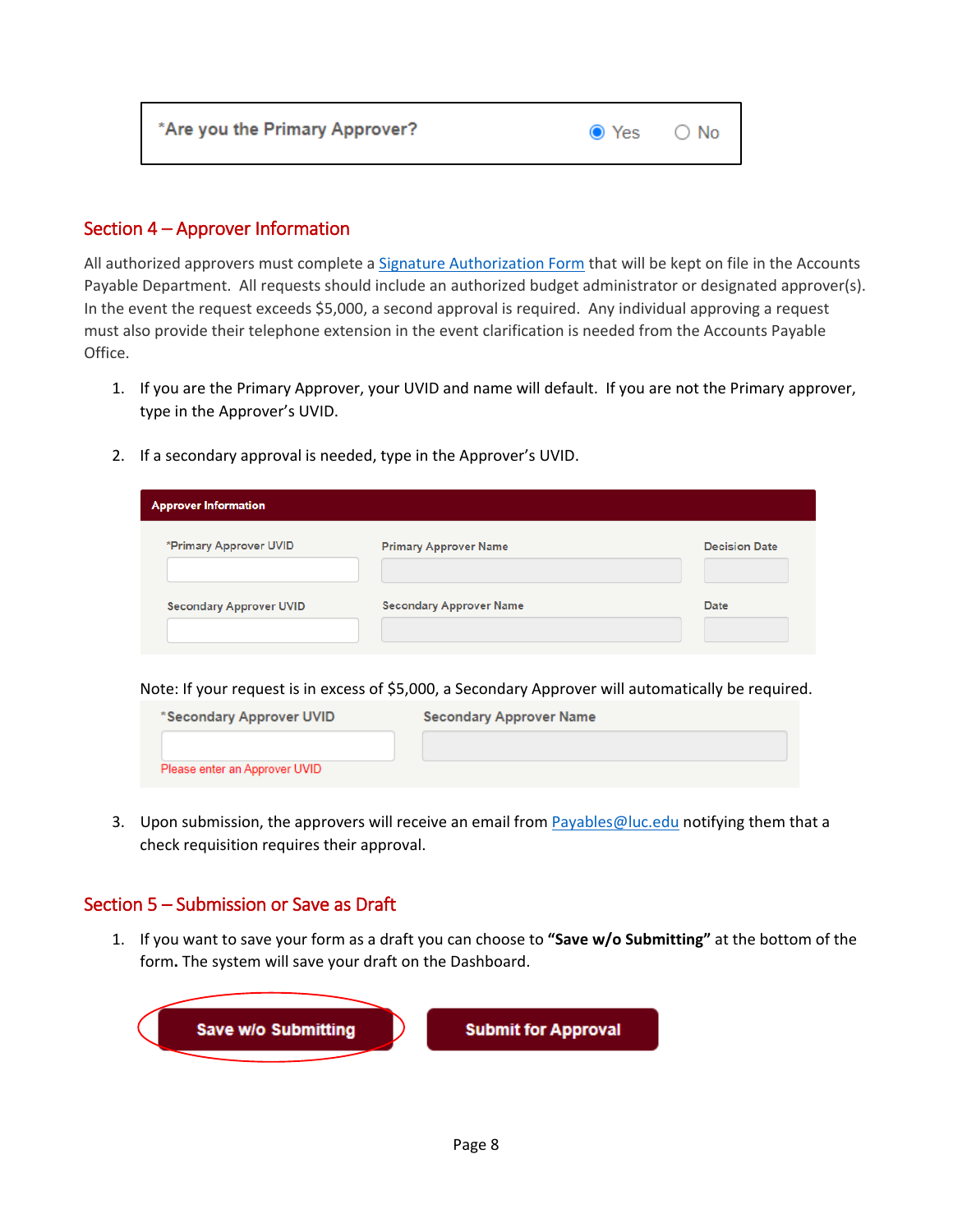*Are you the Primary Approver? ◉ Yes ○ No

## Section 4 – Approver Information

All authorized approvers must complete a [Signature Authorization Form]() that will be kept on file in the Accounts Payable Department. All requests should include an authorized budget administrator or designated approver(s). In the event the request exceeds $5,000, a second approval is required. Any individual approving a request must also provide their telephone extension in the event clarification is needed from the Accounts Payable Office.

1. If you are the Primary Approver, your UVID and name will default. If you are not the Primary approver, type in the Approver's UVID.

2. If a secondary approval is needed, type in the Approver's UVID.

**Approver Information**

| *Primary Approver UVID | Primary Approver Name | Decision Date |
|---|---|---|
| Secondary Approver UVID | Secondary Approver Name | Date |

Note: If your request is in excess of $5,000, a Secondary Approver will automatically be required.

| *Secondary Approver UVID | Secondary Approver Name |
|---|---|
| Please enter an Approver UVID | |

3. Upon submission, the approvers will receive an email from [Payables@luc.edu](mailto:Payables@luc.edu) notifying them that a check requisition requires their approval.

## Section 5 – Submission or Save as Draft

1. If you want to save your form as a draft you can choose to **"Save w/o Submitting"** at the bottom of the form**.** The system will save your draft on the Dashboard.

Save w/o Submitting | Submit for Approval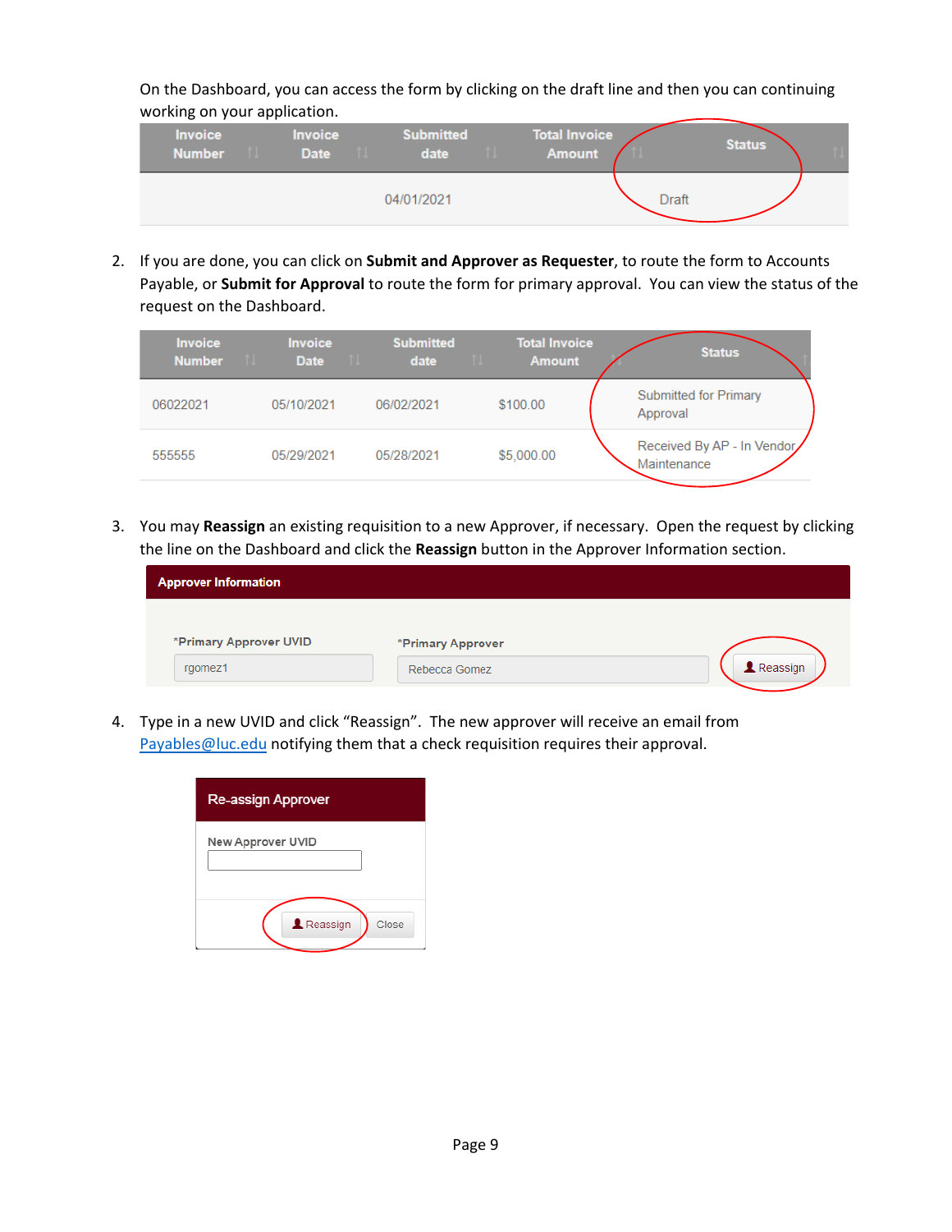On the Dashboard, you can access the form by clicking on the draft line and then you can continuing working on your application.

| Invoice Number | Invoice Date | Submitted date | Total Invoice Amount | Status |
|---|---|---|---|---|
| | | 04/01/2021 | | Draft |

2. If you are done, you can click on **Submit and Approver as Requester**, to route the form to Accounts Payable, or **Submit for Approval** to route the form for primary approval. You can view the status of the request on the Dashboard.

| Invoice Number | Invoice Date | Submitted date | Total Invoice Amount | Status |
|---|---|---|---|---|
| 06022021 | 05/10/2021 | 06/02/2021 | $100.00 | Submitted for Primary Approval |
| 555555 | 05/29/2021 | 05/28/2021 | $5,000.00 | Received By AP - In Vendor Maintenance |

3. You may **Reassign** an existing requisition to a new Approver, if necessary. Open the request by clicking the line on the Dashboard and click the **Reassign** button in the Approver Information section.

**Approver Information**

*Primary Approver UVID: rgomez1

*Primary Approver: Rebecca Gomez

Reassign

4. Type in a new UVID and click "Reassign". The new approver will receive an email from Payables@luc.edu notifying them that a check requisition requires their approval.

**Re-assign Approver**

New Approver UVID

Reassign | Close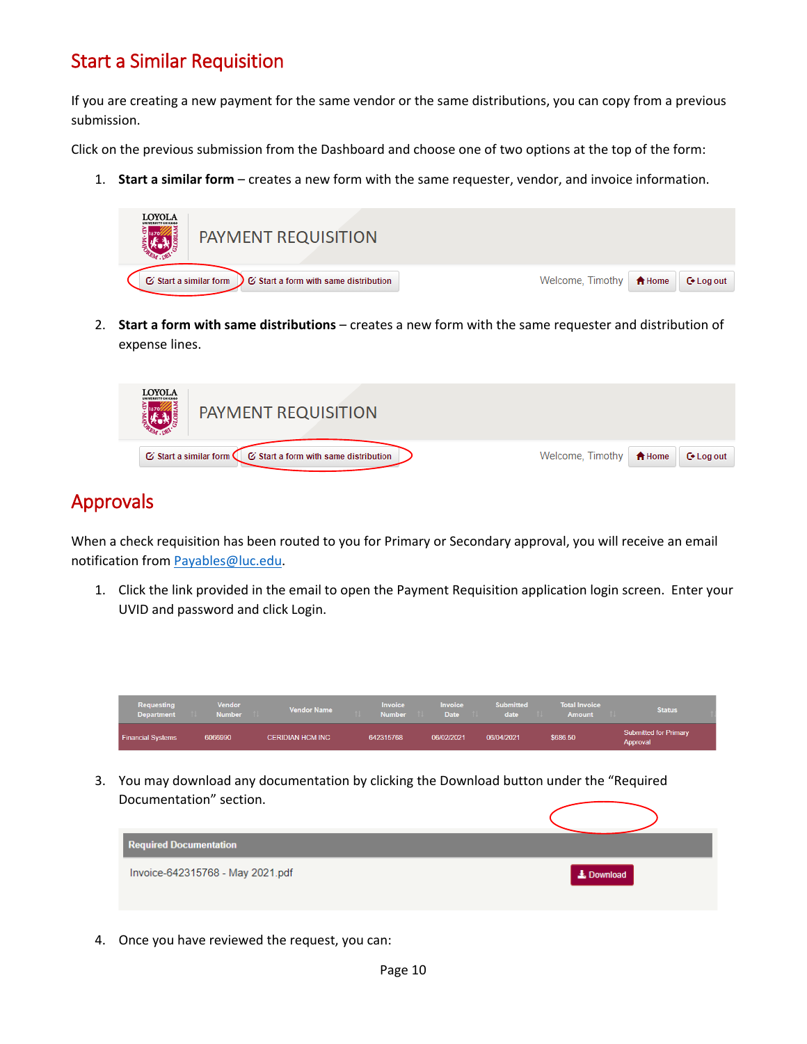## Start a Similar Requisition

If you are creating a new payment for the same vendor or the same distributions, you can copy from a previous submission.

Click on the previous submission from the Dashboard and choose one of two options at the top of the form:

1. **Start a similar form** – creates a new form with the same requester, vendor, and invoice information.

PAYMENT REQUISITION

Start a similar form | Start a form with same distribution | Welcome, Timothy | Home | Log out

2. **Start a form with same distributions** – creates a new form with the same requester and distribution of expense lines.

PAYMENT REQUISITION

Start a similar form | Start a form with same distribution | Welcome, Timothy | Home | Log out

## Approvals

When a check requisition has been routed to you for Primary or Secondary approval, you will receive an email notification from Payables@luc.edu.

1. Click the link provided in the email to open the Payment Requisition application login screen. Enter your UVID and password and click Login.

| Requesting Department | Vendor Number | Vendor Name | Invoice Number | Invoice Date | Submitted date | Total Invoice Amount | Status |
|---|---|---|---|---|---|---|---|
| Financial Systems | 6066990 | CERIDIAN HCM INC | 642315768 | 06/02/2021 | 06/04/2021 | $686.50 | Submitted for Primary Approval |

3. You may download any documentation by clicking the Download button under the "Required Documentation" section.

| Required Documentation | |
|---|---|
| Invoice-642315768 - May 2021.pdf | Download |

4. Once you have reviewed the request, you can: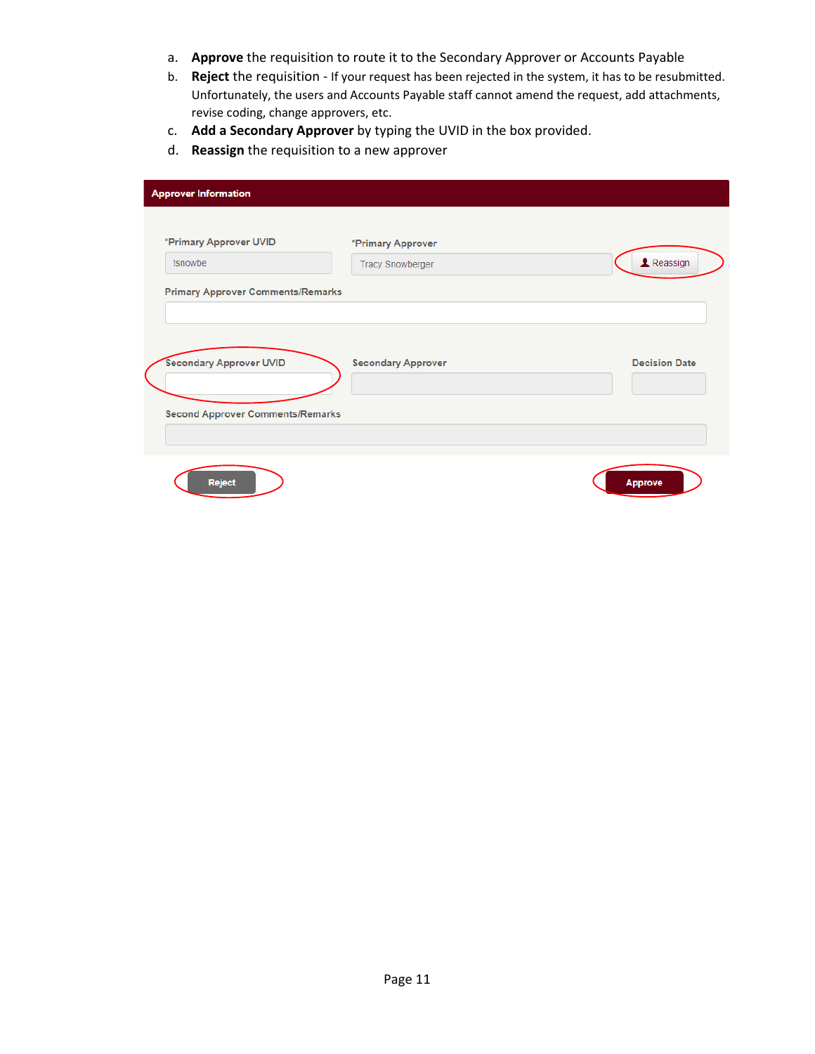a. **Approve** the requisition to route it to the Secondary Approver or Accounts Payable
b. **Reject** the requisition - If your request has been rejected in the system, it has to be resubmitted. Unfortunately, the users and Accounts Payable staff cannot amend the request, add attachments, revise coding, change approvers, etc.
c. **Add a Secondary Approver** by typing the UVID in the box provided.
d. **Reassign** the requisition to a new approver

**Approver Information**

*Primary Approver UVID: tsnowbe

*Primary Approver: Tracy Snowberger

Reassign

Primary Approver Comments/Remarks

Secondary Approver UVID

Secondary Approver

Decision Date

Second Approver Comments/Remarks

Reject

Approve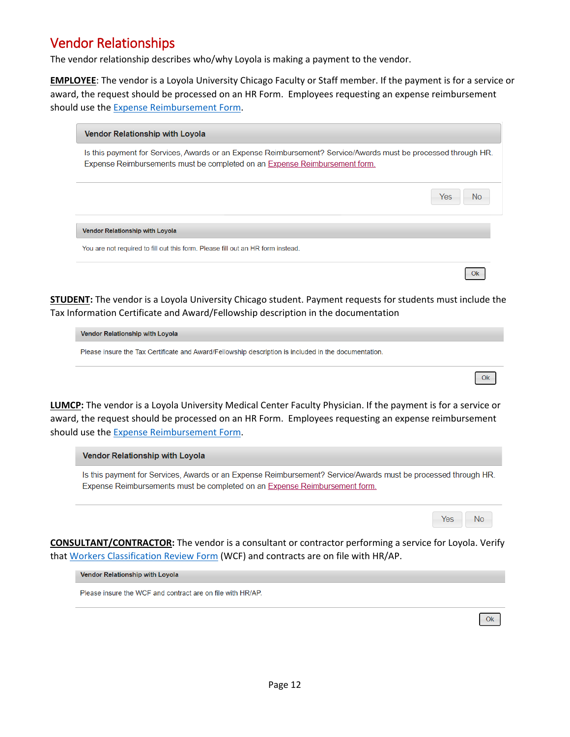## Vendor Relationships

The vendor relationship describes who/why Loyola is making a payment to the vendor.

**EMPLOYEE**: The vendor is a Loyola University Chicago Faculty or Staff member. If the payment is for a service or award, the request should be processed on an HR Form. Employees requesting an expense reimbursement should use the Expense Reimbursement Form.

**Vendor Relationship with Loyola**

Is this payment for Services, Awards or an Expense Reimbursement? Service/Awards must be processed through HR. Expense Reimbursements must be completed on an Expense Reimbursement form.

Yes | No

**Vendor Relationship with Loyola**

You are not required to fill out this form. Please fill out an HR form instead.

Ok

**STUDENT:** The vendor is a Loyola University Chicago student. Payment requests for students must include the Tax Information Certificate and Award/Fellowship description in the documentation

**Vendor Relationship with Loyola**

Please insure the Tax Certificate and Award/Fellowship description is included in the documentation.

Ok

**LUMCP:** The vendor is a Loyola University Medical Center Faculty Physician. If the payment is for a service or award, the request should be processed on an HR Form. Employees requesting an expense reimbursement should use the Expense Reimbursement Form.

**Vendor Relationship with Loyola**

Is this payment for Services, Awards or an Expense Reimbursement? Service/Awards must be processed through HR. Expense Reimbursements must be completed on an Expense Reimbursement form.

Yes | No

**CONSULTANT/CONTRACTOR:** The vendor is a consultant or contractor performing a service for Loyola. Verify that Workers Classification Review Form (WCF) and contracts are on file with HR/AP.

**Vendor Relationship with Loyola**

Please insure the WCF and contract are on file with HR/AP.

Ok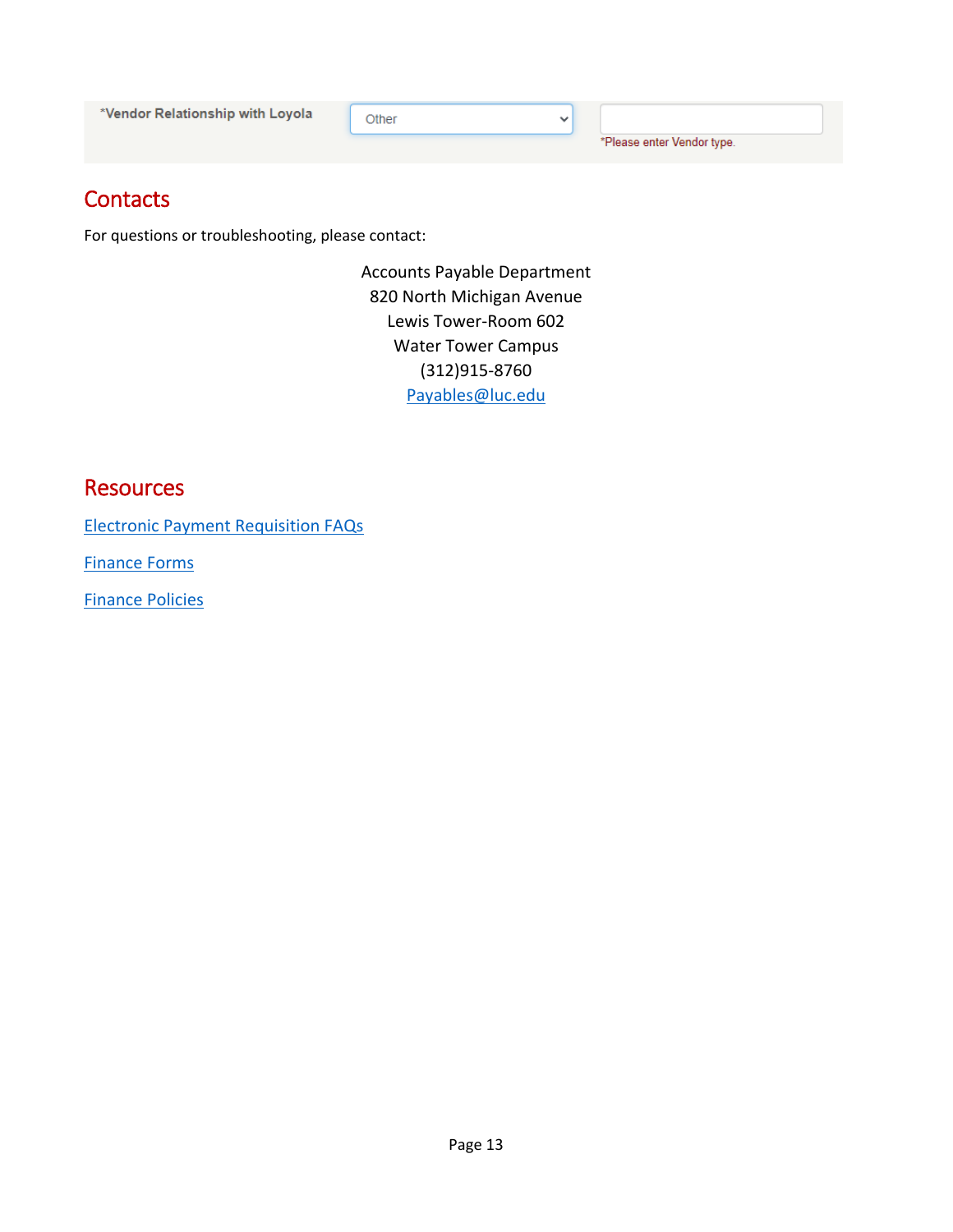*Vendor Relationship with Loyola | Other | *Please enter Vendor type.

## Contacts

For questions or troubleshooting, please contact:

Accounts Payable Department
820 North Michigan Avenue
Lewis Tower-Room 602
Water Tower Campus
(312)915-8760
Payables@luc.edu

## Resources

Electronic Payment Requisition FAQs

Finance Forms

Finance Policies